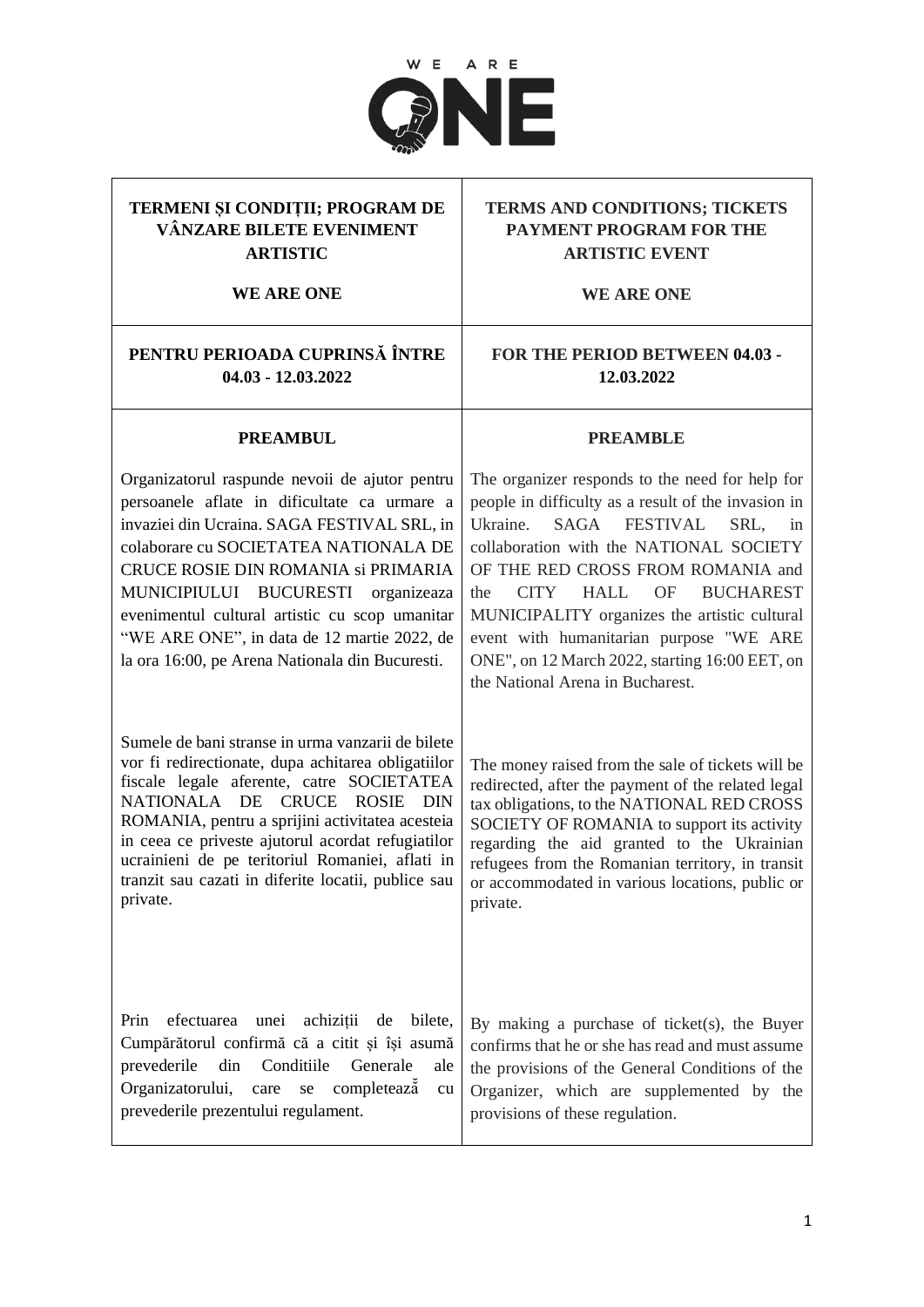WE ARE ONE

| TERMENI ȘI CONDIȚII; PROGRAM DE VÂNZARE BILETE EVENIMENT ARTISTIC<br><br>WE ARE ONE | TERMS AND CONDITIONS; TICKETS PAYMENT PROGRAM FOR THE ARTISTIC EVENT<br><br>WE ARE ONE |
|---|---|
| **PENTRU PERIOADA CUPRINSĂ ÎNTRE 04.03 - 12.03.2022** | **FOR THE PERIOD BETWEEN 04.03 - 12.03.2022** |
| **PREAMBUL**<br><br>Organizatorul raspunde nevoii de ajutor pentru persoanele aflate in dificultate ca urmare a invaziei din Ucraina. SAGA FESTIVAL SRL, in colaborare cu SOCIETATEA NATIONALA DE CRUCE ROSIE DIN ROMANIA si PRIMARIA MUNICIPIULUI BUCURESTI organizeaza evenimentul cultural artistic cu scop umanitar "WE ARE ONE", in data de 12 martie 2022, de la ora 16:00, pe Arena Nationala din Bucuresti.<br><br>Sumele de bani stranse in urma vanzarii de bilete vor fi redirectionate, dupa achitarea obligatiilor fiscale legale aferente, catre SOCIETATEA NATIONALA DE CRUCE ROSIE DIN ROMANIA, pentru a sprijini activitatea acesteia in ceea ce priveste ajutorul acordat refugiatilor ucrainieni de pe teritoriul Romaniei, aflati in tranzit sau cazati in diferite locatii, publice sau private.<br><br>Prin efectuarea unei achiziții de bilete, Cumpărătorul confirmă că a citit și își asumă prevederile din Conditiile Generale ale Organizatorului, care se completează cu prevederile prezentului regulament. | **PREAMBLE**<br><br>The organizer responds to the need for help for people in difficulty as a result of the invasion in Ukraine. SAGA FESTIVAL SRL, in collaboration with the NATIONAL SOCIETY OF THE RED CROSS FROM ROMANIA and the CITY HALL OF BUCHAREST MUNICIPALITY organizes the artistic cultural event with humanitarian purpose "WE ARE ONE", on 12 March 2022, starting 16:00 EET, on the National Arena in Bucharest.<br><br>The money raised from the sale of tickets will be redirected, after the payment of the related legal tax obligations, to the NATIONAL RED CROSS SOCIETY OF ROMANIA to support its activity regarding the aid granted to the Ukrainian refugees from the Romanian territory, in transit or accommodated in various locations, public or private.<br><br>By making a purchase of ticket(s), the Buyer confirms that he or she has read and must assume the provisions of the General Conditions of the Organizer, which are supplemented by the provisions of these regulation. |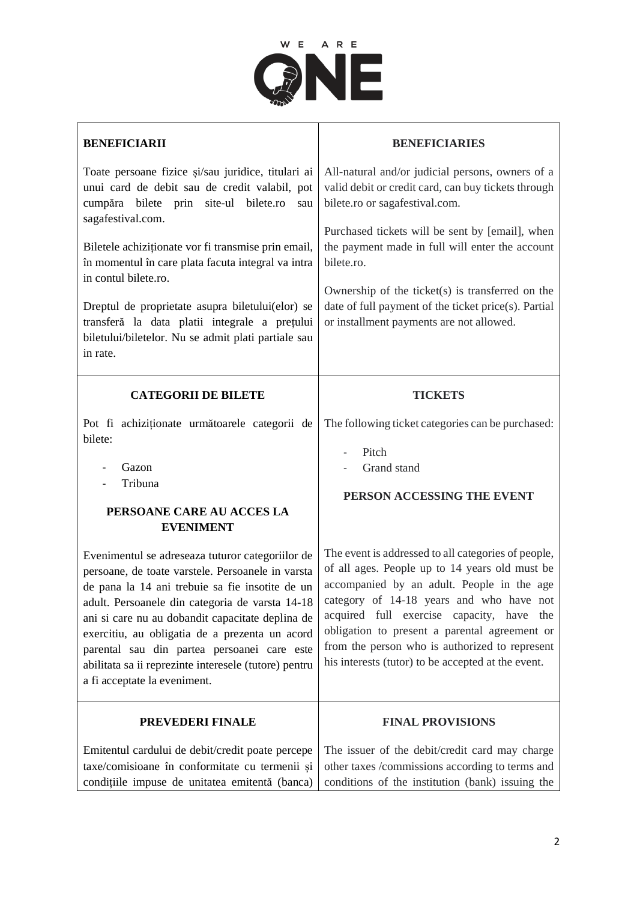| BENEFICIARII | BENEFICIARIES |
| --- | --- |
| Toate persoane fizice și/sau juridice, titulari ai unui card de debit sau de credit valabil, pot cumpăra bilete prin site-ul bilete.ro sau sagafestival.com.<br><br>Biletele achiziționate vor fi transmise prin email, în momentul în care plata facuta integral va intra in contul bilete.ro.<br><br>Dreptul de proprietate asupra biletului(elor) se transferă la data platii integrale a prețului biletului/biletelor. Nu se admit plati partiale sau in rate. | All-natural and/or judicial persons, owners of a valid debit or credit card, can buy tickets through bilete.ro or sagafestival.com.<br><br>Purchased tickets will be sent by [email], when the payment made in full will enter the account bilete.ro.<br><br>Ownership of the ticket(s) is transferred on the date of full payment of the ticket price(s). Partial or installment payments are not allowed. |
| **CATEGORII DE BILETE**<br><br>Pot fi achiziționate următoarele categorii de bilete:<br><br>- Gazon<br>- Tribuna<br><br>**PERSOANE CARE AU ACCES LA EVENIMENT**<br><br>Evenimentul se adreseaza tuturor categoriilor de persoane, de toate varstele. Persoanele in varsta de pana la 14 ani trebuie sa fie insotite de un adult. Persoanele din categoria de varsta 14-18 ani si care nu au dobandit capacitate deplina de exercitiu, au obligatia de a prezenta un acord parental sau din partea persoanei care este abilitata sa ii reprezinte interesele (tutore) pentru a fi acceptate la eveniment. | **TICKETS**<br><br>The following ticket categories can be purchased:<br><br>- Pitch<br>- Grand stand<br><br>**PERSON ACCESSING THE EVENT**<br><br>The event is addressed to all categories of people, of all ages. People up to 14 years old must be accompanied by an adult. People in the age category of 14-18 years and who have not acquired full exercise capacity, have the obligation to present a parental agreement or from the person who is authorized to represent his interests (tutor) to be accepted at the event. |
| **PREVEDERI FINALE**<br><br>Emitentul cardului de debit/credit poate percepe taxe/comisioane în conformitate cu termenii și condițiile impuse de unitatea emitentă (banca) | **FINAL PROVISIONS**<br><br>The issuer of the debit/credit card may charge other taxes /commissions according to terms and conditions of the institution (bank) issuing the |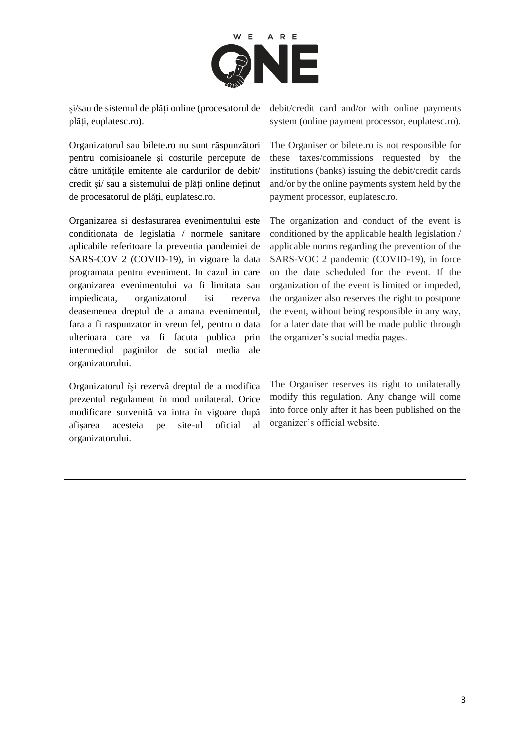| | |
|---|---|
| și/sau de sistemul de plăți online (procesatorul de plăți, euplatesc.ro). | debit/credit card and/or with online payments system (online payment processor, euplatesc.ro). |
| Organizatorul sau bilete.ro nu sunt răspunzători pentru comisioanele și costurile percepute de către unitățile emitente ale cardurilor de debit/ credit și/ sau a sistemului de plăți online deținut de procesatorul de plăți, euplatesc.ro. | The Organiser or bilete.ro is not responsible for these taxes/commissions requested by the institutions (banks) issuing the debit/credit cards and/or by the online payments system held by the payment processor, euplatesc.ro. |
| Organizarea si desfasurarea evenimentului este conditionata de legislatia / normele sanitare aplicabile referitoare la preventia pandemiei de SARS-COV 2 (COVID-19), in vigoare la data programata pentru eveniment. In cazul in care organizarea evenimentului va fi limitata sau impiedicata, organizatorul isi rezerva deasemenea dreptul de a amana evenimentul, fara a fi raspunzator in vreun fel, pentru o data ulterioara care va fi facuta publica prin intermediul paginilor de social media ale organizatorului. | The organization and conduct of the event is conditioned by the applicable health legislation / applicable norms regarding the prevention of the SARS-VOC 2 pandemic (COVID-19), in force on the date scheduled for the event. If the organization of the event is limited or impeded, the organizer also reserves the right to postpone the event, without being responsible in any way, for a later date that will be made public through the organizer's social media pages. |
| Organizatorul își rezervă dreptul de a modifica prezentul regulament în mod unilateral. Orice modificare survenită va intra în vigoare după afișarea acesteia pe site-ul oficial al organizatorului. | The Organiser reserves its right to unilaterally modify this regulation. Any change will come into force only after it has been published on the organizer's official website. |